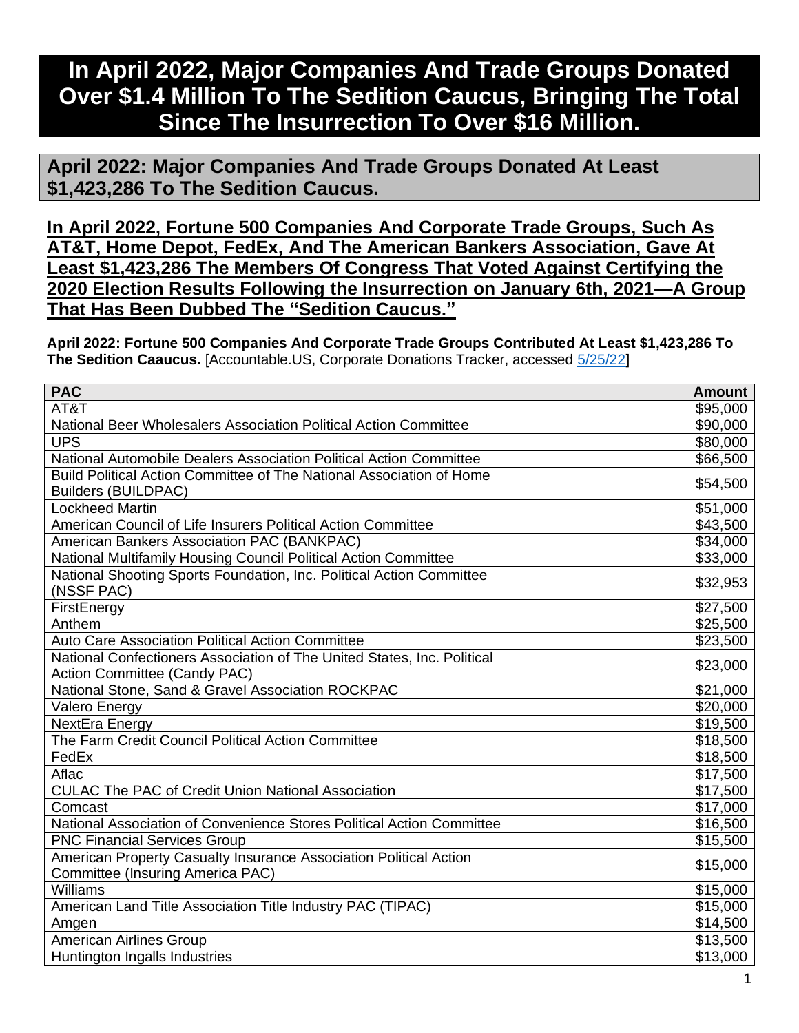# In April 2022, Major Companies And Trade Groups Donated Over $1.4 Million To The Sedition Caucus, Bringing The Total Since The Insurrection To Over $16 Million.

## April 2022: Major Companies And Trade Groups Donated At Least $1,423,286 To The Sedition Caucus.

### In April 2022, Fortune 500 Companies And Corporate Trade Groups, Such As AT&T, Home Depot, FedEx, And The American Bankers Association, Gave At Least $1,423,286 The Members Of Congress That Voted Against Certifying the 2020 Election Results Following the Insurrection on January 6th, 2021—A Group That Has Been Dubbed The "Sedition Caucus."

**April 2022: Fortune 500 Companies And Corporate Trade Groups Contributed At Least $1,423,286 To The Sedition Caaucus.** [Accountable.US, Corporate Donations Tracker, accessed 5/25/22]

| PAC | Amount |
|---|---|
| AT&T | $95,000 |
| National Beer Wholesalers Association Political Action Committee | $90,000 |
| UPS | $80,000 |
| National Automobile Dealers Association Political Action Committee | $66,500 |
| Build Political Action Committee of The National Association of Home Builders (BUILDPAC) | $54,500 |
| Lockheed Martin | $51,000 |
| American Council of Life Insurers Political Action Committee | $43,500 |
| American Bankers Association PAC (BANKPAC) | $34,000 |
| National Multifamily Housing Council Political Action Committee | $33,000 |
| National Shooting Sports Foundation, Inc. Political Action Committee (NSSF PAC) | $32,953 |
| FirstEnergy | $27,500 |
| Anthem | $25,500 |
| Auto Care Association Political Action Committee | $23,500 |
| National Confectioners Association of The United States, Inc. Political Action Committee (Candy PAC) | $23,000 |
| National Stone, Sand & Gravel Association ROCKPAC | $21,000 |
| Valero Energy | $20,000 |
| NextEra Energy | $19,500 |
| The Farm Credit Council Political Action Committee | $18,500 |
| FedEx | $18,500 |
| Aflac | $17,500 |
| CULAC The PAC of Credit Union National Association | $17,500 |
| Comcast | $17,000 |
| National Association of Convenience Stores Political Action Committee | $16,500 |
| PNC Financial Services Group | $15,500 |
| American Property Casualty Insurance Association Political Action Committee (Insuring America PAC) | $15,000 |
| Williams | $15,000 |
| American Land Title Association Title Industry PAC (TIPAC) | $15,000 |
| Amgen | $14,500 |
| American Airlines Group | $13,500 |
| Huntington Ingalls Industries | $13,000 |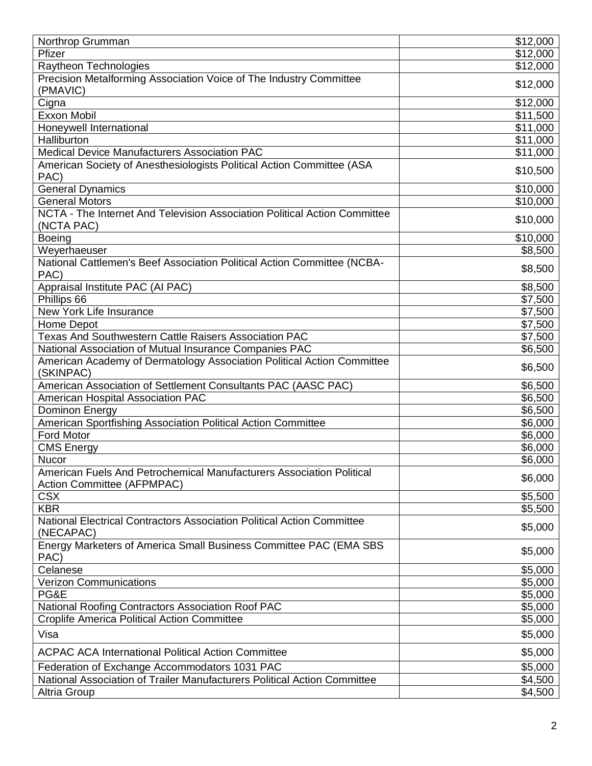| | |
|---|---|
| Northrop Grumman | $12,000 |
| Pfizer | $12,000 |
| Raytheon Technologies | $12,000 |
| Precision Metalforming Association Voice of The Industry Committee (PMAVIC) | $12,000 |
| Cigna | $12,000 |
| Exxon Mobil | $11,500 |
| Honeywell International | $11,000 |
| Halliburton | $11,000 |
| Medical Device Manufacturers Association PAC | $11,000 |
| American Society of Anesthesiologists Political Action Committee (ASA PAC) | $10,500 |
| General Dynamics | $10,000 |
| General Motors | $10,000 |
| NCTA - The Internet And Television Association Political Action Committee (NCTA PAC) | $10,000 |
| Boeing | $10,000 |
| Weyerhaeuser | $8,500 |
| National Cattlemen's Beef Association Political Action Committee (NCBA-PAC) | $8,500 |
| Appraisal Institute PAC (AI PAC) | $8,500 |
| Phillips 66 | $7,500 |
| New York Life Insurance | $7,500 |
| Home Depot | $7,500 |
| Texas And Southwestern Cattle Raisers Association PAC | $7,500 |
| National Association of Mutual Insurance Companies PAC | $6,500 |
| American Academy of Dermatology Association Political Action Committee (SKINPAC) | $6,500 |
| American Association of Settlement Consultants PAC (AASC PAC) | $6,500 |
| American Hospital Association PAC | $6,500 |
| Dominon Energy | $6,500 |
| American Sportfishing Association Political Action Committee | $6,000 |
| Ford Motor | $6,000 |
| CMS Energy | $6,000 |
| Nucor | $6,000 |
| American Fuels And Petrochemical Manufacturers Association Political Action Committee (AFPMPAC) | $6,000 |
| CSX | $5,500 |
| KBR | $5,500 |
| National Electrical Contractors Association Political Action Committee (NECAPAC) | $5,000 |
| Energy Marketers of America Small Business Committee PAC (EMA SBS PAC) | $5,000 |
| Celanese | $5,000 |
| Verizon Communications | $5,000 |
| PG&E | $5,000 |
| National Roofing Contractors Association Roof PAC | $5,000 |
| Croplife America Political Action Committee | $5,000 |
| Visa | $5,000 |
| ACPAC ACA International Political Action Committee | $5,000 |
| Federation of Exchange Accommodators 1031 PAC | $5,000 |
| National Association of Trailer Manufacturers Political Action Committee | $4,500 |
| Altria Group | $4,500 |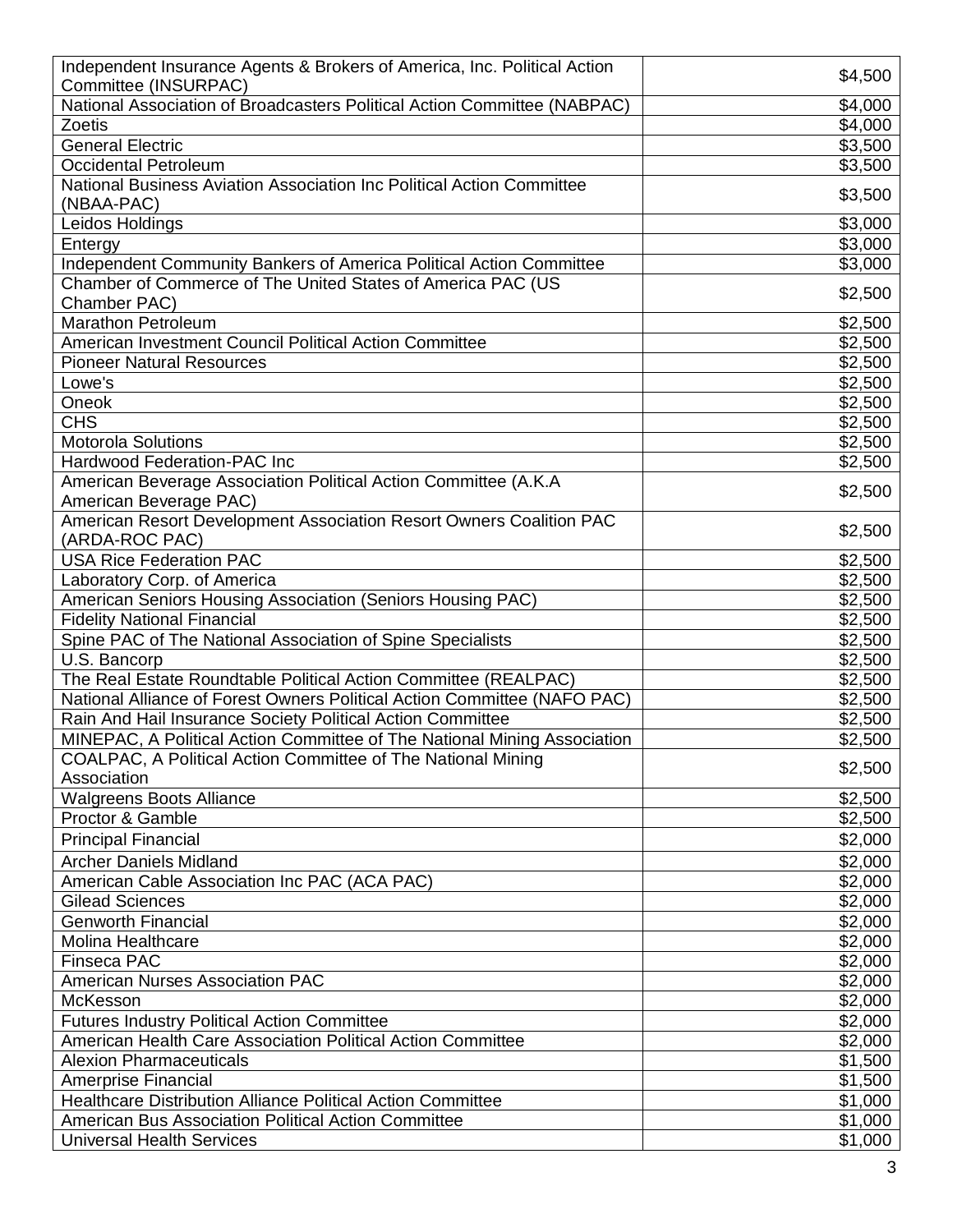| | |
|---|---|
| Independent Insurance Agents & Brokers of America, Inc. Political Action Committee (INSURPAC) | $4,500 |
| National Association of Broadcasters Political Action Committee (NABPAC) | $4,000 |
| Zoetis | $4,000 |
| General Electric | $3,500 |
| Occidental Petroleum | $3,500 |
| National Business Aviation Association Inc Political Action Committee (NBAA-PAC) | $3,500 |
| Leidos Holdings | $3,000 |
| Entergy | $3,000 |
| Independent Community Bankers of America Political Action Committee | $3,000 |
| Chamber of Commerce of The United States of America PAC (US Chamber PAC) | $2,500 |
| Marathon Petroleum | $2,500 |
| American Investment Council Political Action Committee | $2,500 |
| Pioneer Natural Resources | $2,500 |
| Lowe's | $2,500 |
| Oneok | $2,500 |
| CHS | $2,500 |
| Motorola Solutions | $2,500 |
| Hardwood Federation-PAC Inc | $2,500 |
| American Beverage Association Political Action Committee (A.K.A American Beverage PAC) | $2,500 |
| American Resort Development Association Resort Owners Coalition PAC (ARDA-ROC PAC) | $2,500 |
| USA Rice Federation PAC | $2,500 |
| Laboratory Corp. of America | $2,500 |
| American Seniors Housing Association (Seniors Housing PAC) | $2,500 |
| Fidelity National Financial | $2,500 |
| Spine PAC of The National Association of Spine Specialists | $2,500 |
| U.S. Bancorp | $2,500 |
| The Real Estate Roundtable Political Action Committee (REALPAC) | $2,500 |
| National Alliance of Forest Owners Political Action Committee (NAFO PAC) | $2,500 |
| Rain And Hail Insurance Society Political Action Committee | $2,500 |
| MINEPAC, A Political Action Committee of The National Mining Association | $2,500 |
| COALPAC, A Political Action Committee of The National Mining Association | $2,500 |
| Walgreens Boots Alliance | $2,500 |
| Proctor & Gamble | $2,500 |
| Principal Financial | $2,000 |
| Archer Daniels Midland | $2,000 |
| American Cable Association Inc PAC (ACA PAC) | $2,000 |
| Gilead Sciences | $2,000 |
| Genworth Financial | $2,000 |
| Molina Healthcare | $2,000 |
| Finseca PAC | $2,000 |
| American Nurses Association PAC | $2,000 |
| McKesson | $2,000 |
| Futures Industry Political Action Committee | $2,000 |
| American Health Care Association Political Action Committee | $2,000 |
| Alexion Pharmaceuticals | $1,500 |
| Amerprise Financial | $1,500 |
| Healthcare Distribution Alliance Political Action Committee | $1,000 |
| American Bus Association Political Action Committee | $1,000 |
| Universal Health Services | $1,000 |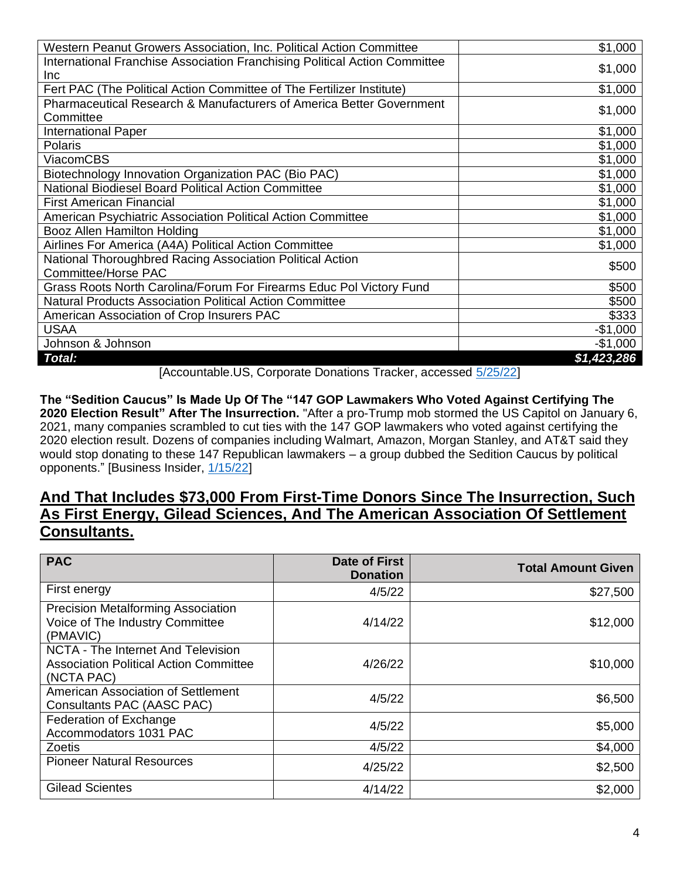| | |
|---|---|
| Western Peanut Growers Association, Inc. Political Action Committee | $1,000 |
| International Franchise Association Franchising Political Action Committee Inc | $1,000 |
| Fert PAC (The Political Action Committee of The Fertilizer Institute) | $1,000 |
| Pharmaceutical Research & Manufacturers of America Better Government Committee | $1,000 |
| International Paper | $1,000 |
| Polaris | $1,000 |
| ViacomCBS | $1,000 |
| Biotechnology Innovation Organization PAC (Bio PAC) | $1,000 |
| National Biodiesel Board Political Action Committee | $1,000 |
| First American Financial | $1,000 |
| American Psychiatric Association Political Action Committee | $1,000 |
| Booz Allen Hamilton Holding | $1,000 |
| Airlines For America (A4A) Political Action Committee | $1,000 |
| National Thoroughbred Racing Association Political Action Committee/Horse PAC | $500 |
| Grass Roots North Carolina/Forum For Firearms Educ Pol Victory Fund | $500 |
| Natural Products Association Political Action Committee | $500 |
| American Association of Crop Insurers PAC | $333 |
| USAA | -$1,000 |
| Johnson & Johnson | -$1,000 |
| ***Total:*** | ***$1,423,286*** |

[Accountable.US, Corporate Donations Tracker, accessed 5/25/22]

**The "Sedition Caucus" Is Made Up Of The "147 GOP Lawmakers Who Voted Against Certifying The 2020 Election Result" After The Insurrection.** "After a pro-Trump mob stormed the US Capitol on January 6, 2021, many companies scrambled to cut ties with the 147 GOP lawmakers who voted against certifying the 2020 election result. Dozens of companies including Walmart, Amazon, Morgan Stanley, and AT&T said they would stop donating to these 147 Republican lawmakers – a group dubbed the Sedition Caucus by political opponents." [Business Insider, 1/15/22]

## And That Includes $73,000 From First-Time Donors Since The Insurrection, Such As First Energy, Gilead Sciences, And The American Association Of Settlement Consultants.

| PAC | Date of First Donation | Total Amount Given |
|---|---|---|
| First energy | 4/5/22 | $27,500 |
| Precision Metalforming Association Voice of The Industry Committee (PMAVIC) | 4/14/22 | $12,000 |
| NCTA - The Internet And Television Association Political Action Committee (NCTA PAC) | 4/26/22 | $10,000 |
| American Association of Settlement Consultants PAC (AASC PAC) | 4/5/22 | $6,500 |
| Federation of Exchange Accommodators 1031 PAC | 4/5/22 | $5,000 |
| Zoetis | 4/5/22 | $4,000 |
| Pioneer Natural Resources | 4/25/22 | $2,500 |
| Gilead Scientes | 4/14/22 | $2,000 |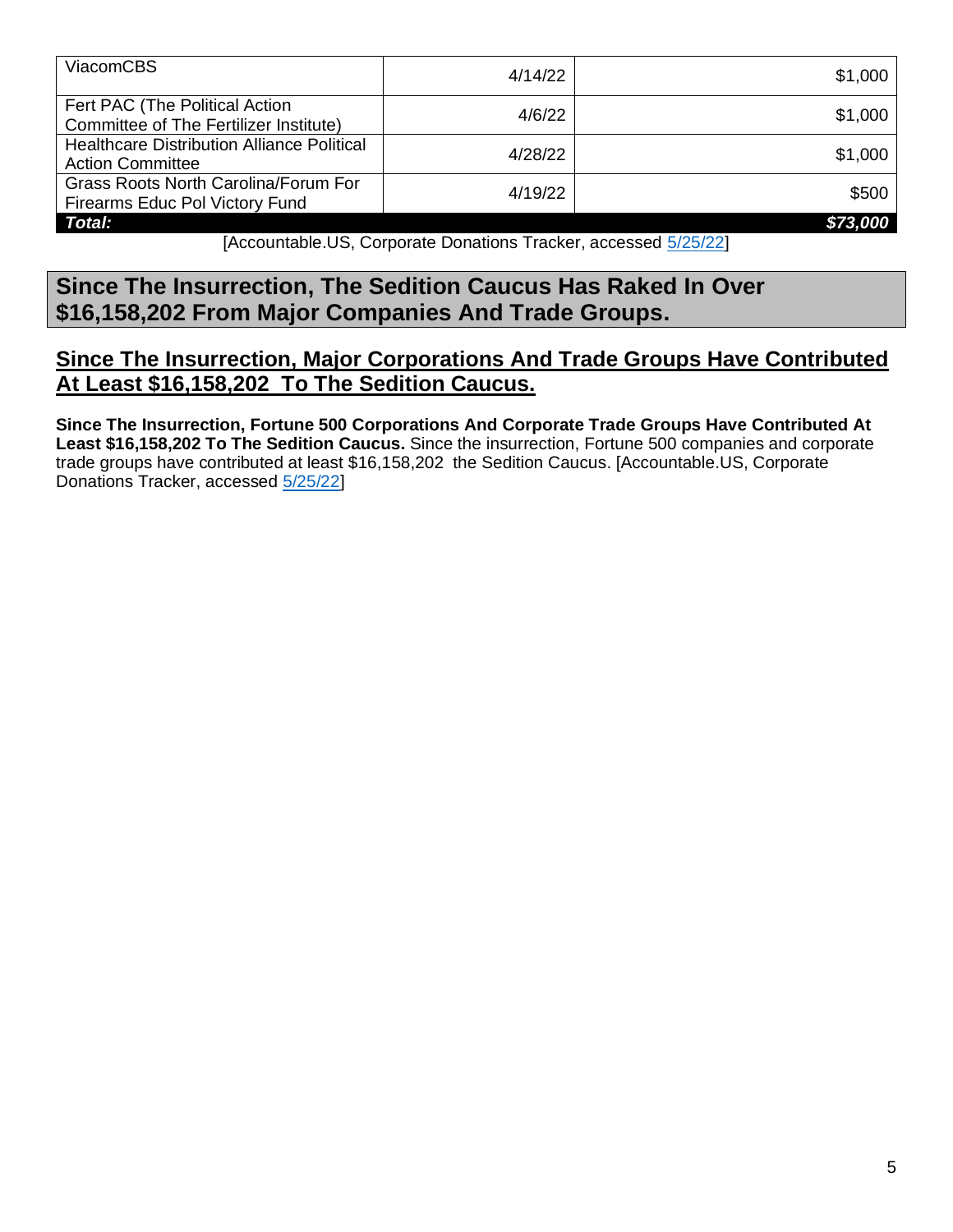| | | |
|---|---|---|
| ViacomCBS | 4/14/22 | $1,000 |
| Fert PAC (The Political Action Committee of The Fertilizer Institute) | 4/6/22 | $1,000 |
| Healthcare Distribution Alliance Political Action Committee | 4/28/22 | $1,000 |
| Grass Roots North Carolina/Forum For Firearms Educ Pol Victory Fund | 4/19/22 | $500 |
| ***Total:*** | | ***$73,000*** |

[Accountable.US, Corporate Donations Tracker, accessed 5/25/22]

## Since The Insurrection, The Sedition Caucus Has Raked In Over $16,158,202 From Major Companies And Trade Groups.

### Since The Insurrection, Major Corporations And Trade Groups Have Contributed At Least $16,158,202 To The Sedition Caucus.

**Since The Insurrection, Fortune 500 Corporations And Corporate Trade Groups Have Contributed At Least $16,158,202 To The Sedition Caucus.** Since the insurrection, Fortune 500 companies and corporate trade groups have contributed at least $16,158,202 the Sedition Caucus. [Accountable.US, Corporate Donations Tracker, accessed 5/25/22]